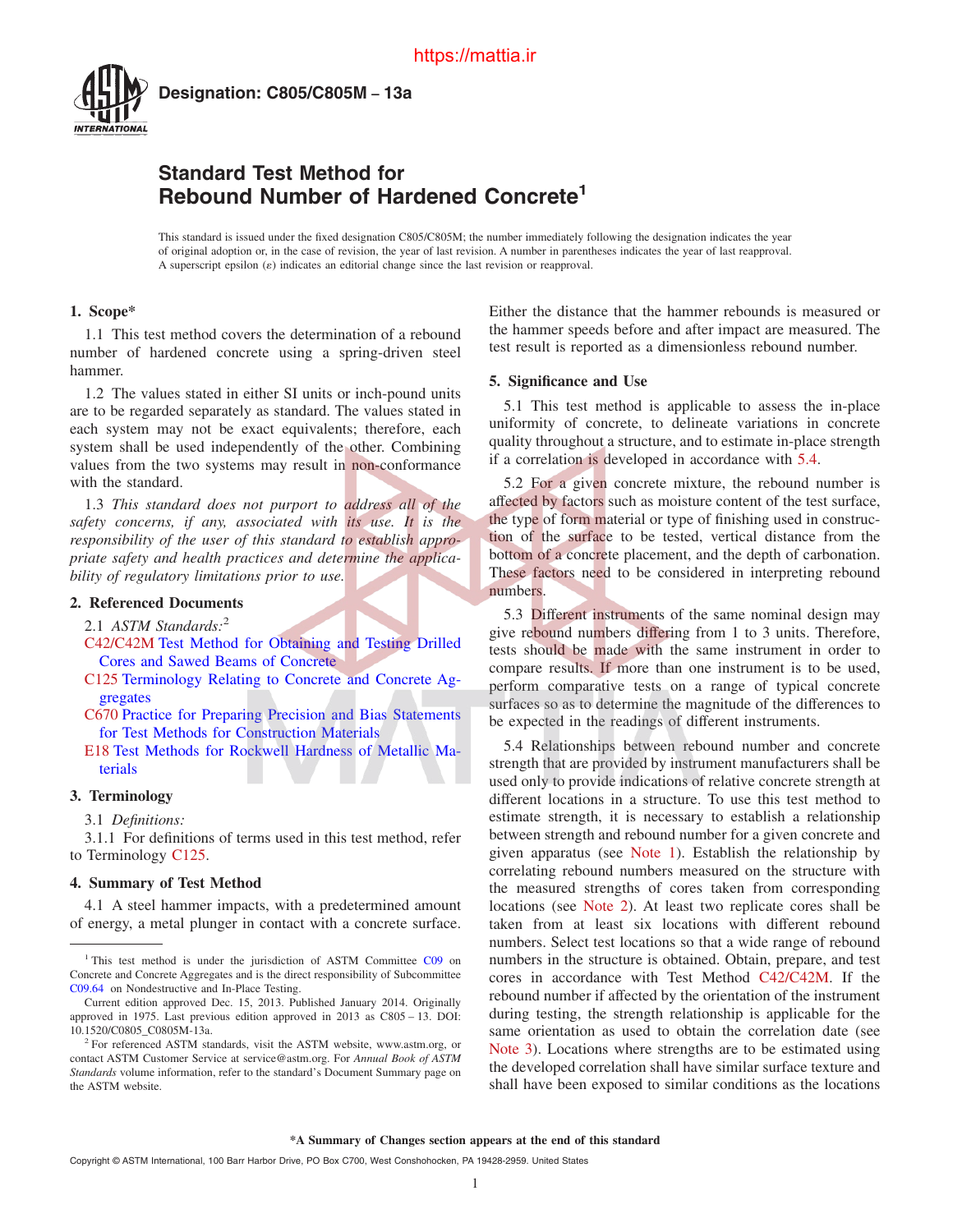# Designation: C805/C805M – 13a

# Standard Test Method for Rebound Number of Hardened Concrete[1]

This standard is issued under the fixed designation C805/C805M; the number immediately following the designation indicates the year of original adoption or, in the case of revision, the year of last revision. A number in parentheses indicates the year of last reapproval. A superscript epsilon (ε) indicates an editorial change since the last revision or reapproval.

## 1. Scope*

1.1 This test method covers the determination of a rebound number of hardened concrete using a spring-driven steel hammer.

1.2 The values stated in either SI units or inch-pound units are to be regarded separately as standard. The values stated in each system may not be exact equivalents; therefore, each system shall be used independently of the other. Combining values from the two systems may result in non-conformance with the standard.

1.3 *This standard does not purport to address all of the safety concerns, if any, associated with its use. It is the responsibility of the user of this standard to establish appropriate safety and health practices and determine the applicability of regulatory limitations prior to use.*

## 2. Referenced Documents

2.1 *ASTM Standards:*[2]

C42/C42M Test Method for Obtaining and Testing Drilled Cores and Sawed Beams of Concrete

C125 Terminology Relating to Concrete and Concrete Aggregates

C670 Practice for Preparing Precision and Bias Statements for Test Methods for Construction Materials

E18 Test Methods for Rockwell Hardness of Metallic Materials

## 3. Terminology

3.1 *Definitions:*

3.1.1 For definitions of terms used in this test method, refer to Terminology C125.

## 4. Summary of Test Method

4.1 A steel hammer impacts, with a predetermined amount of energy, a metal plunger in contact with a concrete surface. Either the distance that the hammer rebounds is measured or the hammer speeds before and after impact are measured. The test result is reported as a dimensionless rebound number.

## 5. Significance and Use

5.1 This test method is applicable to assess the in-place uniformity of concrete, to delineate variations in concrete quality throughout a structure, and to estimate in-place strength if a correlation is developed in accordance with 5.4.

5.2 For a given concrete mixture, the rebound number is affected by factors such as moisture content of the test surface, the type of form material or type of finishing used in construction of the surface to be tested, vertical distance from the bottom of a concrete placement, and the depth of carbonation. These factors need to be considered in interpreting rebound numbers.

5.3 Different instruments of the same nominal design may give rebound numbers differing from 1 to 3 units. Therefore, tests should be made with the same instrument in order to compare results. If more than one instrument is to be used, perform comparative tests on a range of typical concrete surfaces so as to determine the magnitude of the differences to be expected in the readings of different instruments.

5.4 Relationships between rebound number and concrete strength that are provided by instrument manufacturers shall be used only to provide indications of relative concrete strength at different locations in a structure. To use this test method to estimate strength, it is necessary to establish a relationship between strength and rebound number for a given concrete and given apparatus (see Note 1). Establish the relationship by correlating rebound numbers measured on the structure with the measured strengths of cores taken from corresponding locations (see Note 2). At least two replicate cores shall be taken from at least six locations with different rebound numbers. Select test locations so that a wide range of rebound numbers in the structure is obtained. Obtain, prepare, and test cores in accordance with Test Method C42/C42M. If the rebound number if affected by the orientation of the instrument during testing, the strength relationship is applicable for the same orientation as used to obtain the correlation date (see Note 3). Locations where strengths are to be estimated using the developed correlation shall have similar surface texture and shall have been exposed to similar conditions as the locations

---

[1] This test method is under the jurisdiction of ASTM Committee C09 on Concrete and Concrete Aggregates and is the direct responsibility of Subcommittee C09.64 on Nondestructive and In-Place Testing.

Current edition approved Dec. 15, 2013. Published January 2014. Originally approved in 1975. Last previous edition approved in 2013 as C805 – 13. DOI: 10.1520/C0805_C0805M-13a.

[2] For referenced ASTM standards, visit the ASTM website, www.astm.org, or contact ASTM Customer Service at service@astm.org. For *Annual Book of ASTM Standards* volume information, refer to the standard's Document Summary page on the ASTM website.

*A Summary of Changes section appears at the end of this standard

Copyright © ASTM International, 100 Barr Harbor Drive, PO Box C700, West Conshohocken, PA 19428-2959. United States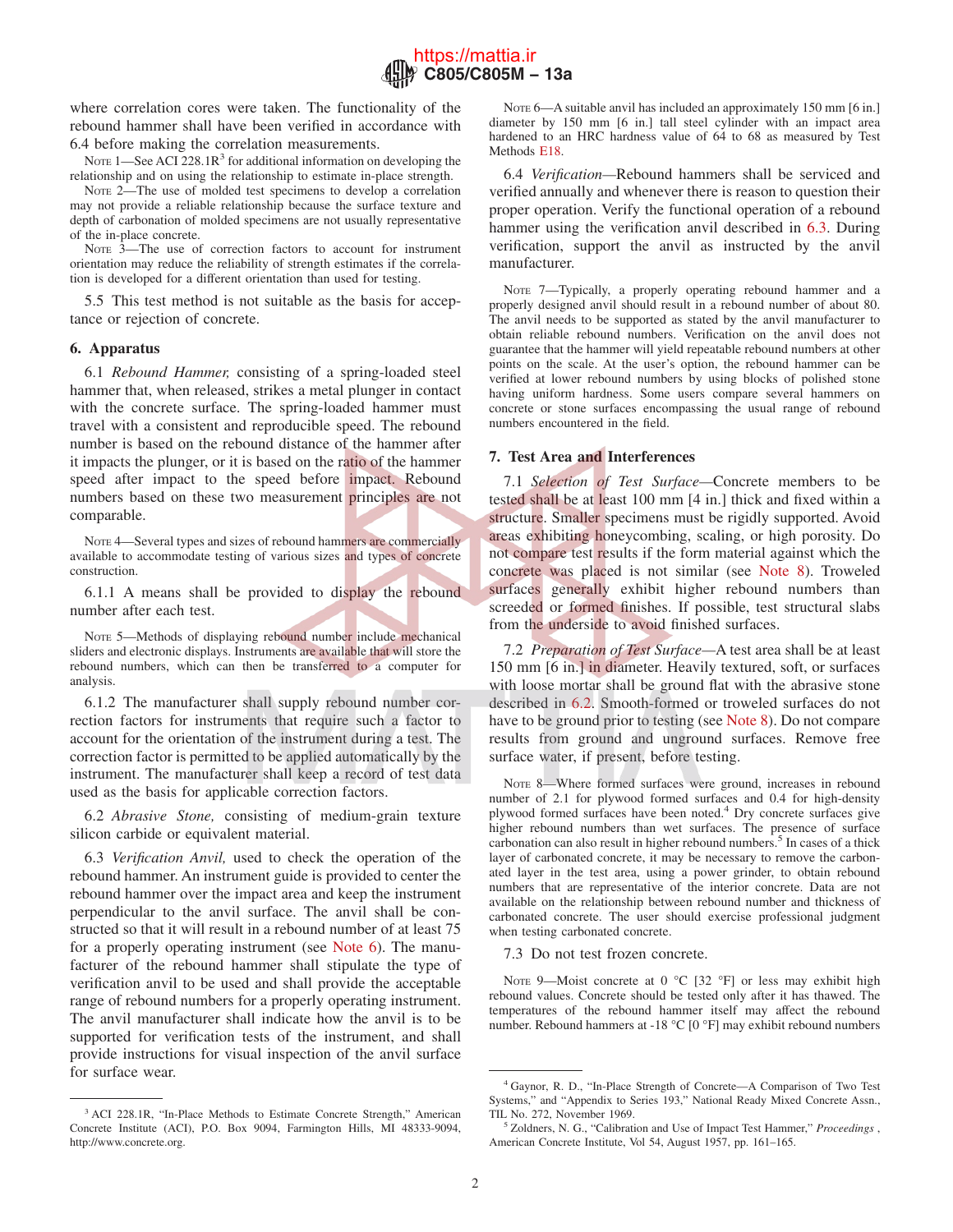where correlation cores were taken. The functionality of the rebound hammer shall have been verified in accordance with 6.4 before making the correlation measurements.

NOTE 1—See ACI 228.1R[3] for additional information on developing the relationship and on using the relationship to estimate in-place strength.

NOTE 2—The use of molded test specimens to develop a correlation may not provide a reliable relationship because the surface texture and depth of carbonation of molded specimens are not usually representative of the in-place concrete.

NOTE 3—The use of correction factors to account for instrument orientation may reduce the reliability of strength estimates if the correlation is developed for a different orientation than used for testing.

5.5 This test method is not suitable as the basis for acceptance or rejection of concrete.

## 6. Apparatus

6.1 *Rebound Hammer,* consisting of a spring-loaded steel hammer that, when released, strikes a metal plunger in contact with the concrete surface. The spring-loaded hammer must travel with a consistent and reproducible speed. The rebound number is based on the rebound distance of the hammer after it impacts the plunger, or it is based on the ratio of the hammer speed after impact to the speed before impact. Rebound numbers based on these two measurement principles are not comparable.

NOTE 4—Several types and sizes of rebound hammers are commercially available to accommodate testing of various sizes and types of concrete construction.

6.1.1 A means shall be provided to display the rebound number after each test.

NOTE 5—Methods of displaying rebound number include mechanical sliders and electronic displays. Instruments are available that will store the rebound numbers, which can then be transferred to a computer for analysis.

6.1.2 The manufacturer shall supply rebound number correction factors for instruments that require such a factor to account for the orientation of the instrument during a test. The correction factor is permitted to be applied automatically by the instrument. The manufacturer shall keep a record of test data used as the basis for applicable correction factors.

6.2 *Abrasive Stone,* consisting of medium-grain texture silicon carbide or equivalent material.

6.3 *Verification Anvil,* used to check the operation of the rebound hammer. An instrument guide is provided to center the rebound hammer over the impact area and keep the instrument perpendicular to the anvil surface. The anvil shall be constructed so that it will result in a rebound number of at least 75 for a properly operating instrument (see Note 6). The manufacturer of the rebound hammer shall stipulate the type of verification anvil to be used and shall provide the acceptable range of rebound numbers for a properly operating instrument. The anvil manufacturer shall indicate how the anvil is to be supported for verification tests of the instrument, and shall provide instructions for visual inspection of the anvil surface for surface wear.

NOTE 6—A suitable anvil has included an approximately 150 mm [6 in.] diameter by 150 mm [6 in.] tall steel cylinder with an impact area hardened to an HRC hardness value of 64 to 68 as measured by Test Methods E18.

6.4 *Verification*—Rebound hammers shall be serviced and verified annually and whenever there is reason to question their proper operation. Verify the functional operation of a rebound hammer using the verification anvil described in 6.3. During verification, support the anvil as instructed by the anvil manufacturer.

NOTE 7—Typically, a properly operating rebound hammer and a properly designed anvil should result in a rebound number of about 80. The anvil needs to be supported as stated by the anvil manufacturer to obtain reliable rebound numbers. Verification on the anvil does not guarantee that the hammer will yield repeatable rebound numbers at other points on the scale. At the user's option, the rebound hammer can be verified at lower rebound numbers by using blocks of polished stone having uniform hardness. Some users compare several hammers on concrete or stone surfaces encompassing the usual range of rebound numbers encountered in the field.

## 7. Test Area and Interferences

7.1 *Selection of Test Surface*—Concrete members to be tested shall be at least 100 mm [4 in.] thick and fixed within a structure. Smaller specimens must be rigidly supported. Avoid areas exhibiting honeycombing, scaling, or high porosity. Do not compare test results if the form material against which the concrete was placed is not similar (see Note 8). Troweled surfaces generally exhibit higher rebound numbers than screeded or formed finishes. If possible, test structural slabs from the underside to avoid finished surfaces.

7.2 *Preparation of Test Surface*—A test area shall be at least 150 mm [6 in.] in diameter. Heavily textured, soft, or surfaces with loose mortar shall be ground flat with the abrasive stone described in 6.2. Smooth-formed or troweled surfaces do not have to be ground prior to testing (see Note 8). Do not compare results from ground and unground surfaces. Remove free surface water, if present, before testing.

NOTE 8—Where formed surfaces were ground, increases in rebound number of 2.1 for plywood formed surfaces and 0.4 for high-density plywood formed surfaces have been noted.[4] Dry concrete surfaces give higher rebound numbers than wet surfaces. The presence of surface carbonation can also result in higher rebound numbers.[5] In cases of a thick layer of carbonated concrete, it may be necessary to remove the carbonated layer in the test area, using a power grinder, to obtain rebound numbers that are representative of the interior concrete. Data are not available on the relationship between rebound number and thickness of carbonated concrete. The user should exercise professional judgment when testing carbonated concrete.

7.3 Do not test frozen concrete.

NOTE 9—Moist concrete at 0 °C [32 °F] or less may exhibit high rebound values. Concrete should be tested only after it has thawed. The temperatures of the rebound hammer itself may affect the rebound number. Rebound hammers at -18 °C [0 °F] may exhibit rebound numbers

---

[3] ACI 228.1R, "In-Place Methods to Estimate Concrete Strength," American Concrete Institute (ACI), P.O. Box 9094, Farmington Hills, MI 48333-9094, http://www.concrete.org.

[4] Gaynor, R. D., "In-Place Strength of Concrete—A Comparison of Two Test Systems," and "Appendix to Series 193," National Ready Mixed Concrete Assn., TIL No. 272, November 1969.

[5] Zoldners, N. G., "Calibration and Use of Impact Test Hammer," *Proceedings* , American Concrete Institute, Vol 54, August 1957, pp. 161–165.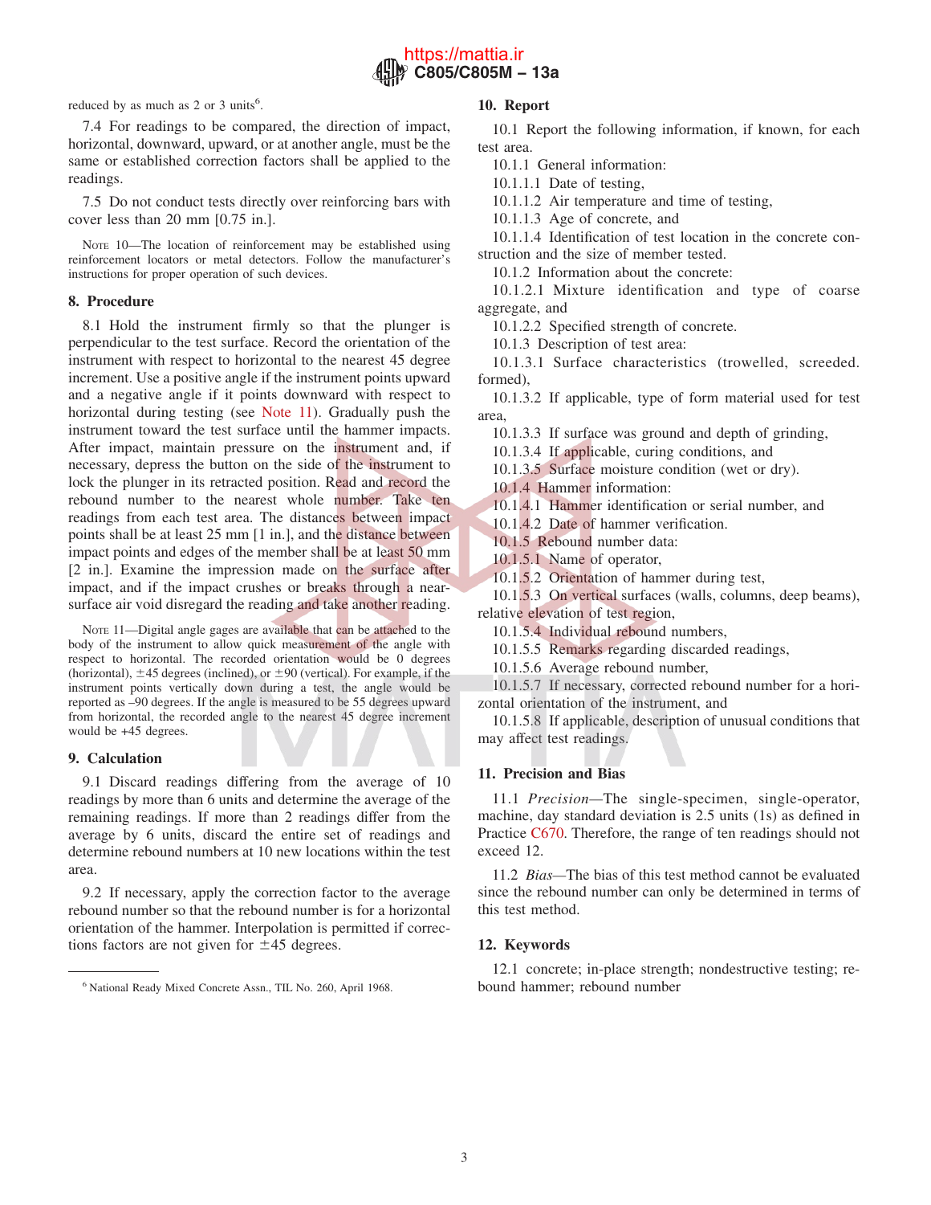reduced by as much as 2 or 3 units[6].

7.4 For readings to be compared, the direction of impact, horizontal, downward, upward, or at another angle, must be the same or established correction factors shall be applied to the readings.

7.5 Do not conduct tests directly over reinforcing bars with cover less than 20 mm [0.75 in.].

NOTE 10—The location of reinforcement may be established using reinforcement locators or metal detectors. Follow the manufacturer's instructions for proper operation of such devices.

## 8. Procedure

8.1 Hold the instrument firmly so that the plunger is perpendicular to the test surface. Record the orientation of the instrument with respect to horizontal to the nearest 45 degree increment. Use a positive angle if the instrument points upward and a negative angle if it points downward with respect to horizontal during testing (see Note 11). Gradually push the instrument toward the test surface until the hammer impacts. After impact, maintain pressure on the instrument and, if necessary, depress the button on the side of the instrument to lock the plunger in its retracted position. Read and record the rebound number to the nearest whole number. Take ten readings from each test area. The distances between impact points shall be at least 25 mm [1 in.], and the distance between impact points and edges of the member shall be at least 50 mm [2 in.]. Examine the impression made on the surface after impact, and if the impact crushes or breaks through a near-surface air void disregard the reading and take another reading.

NOTE 11—Digital angle gages are available that can be attached to the body of the instrument to allow quick measurement of the angle with respect to horizontal. The recorded orientation would be 0 degrees (horizontal), ±45 degrees (inclined), or ±90 (vertical). For example, if the instrument points vertically down during a test, the angle would be reported as –90 degrees. If the angle is measured to be 55 degrees upward from horizontal, the recorded angle to the nearest 45 degree increment would be +45 degrees.

## 9. Calculation

9.1 Discard readings differing from the average of 10 readings by more than 6 units and determine the average of the remaining readings. If more than 2 readings differ from the average by 6 units, discard the entire set of readings and determine rebound numbers at 10 new locations within the test area.

9.2 If necessary, apply the correction factor to the average rebound number so that the rebound number is for a horizontal orientation of the hammer. Interpolation is permitted if corrections factors are not given for ±45 degrees.

[6] National Ready Mixed Concrete Assn., TIL No. 260, April 1968.

## 10. Report

10.1 Report the following information, if known, for each test area.

10.1.1 General information:

10.1.1.1 Date of testing,

10.1.1.2 Air temperature and time of testing,

10.1.1.3 Age of concrete, and

10.1.1.4 Identification of test location in the concrete construction and the size of member tested.

10.1.2 Information about the concrete:

10.1.2.1 Mixture identification and type of coarse aggregate, and

10.1.2.2 Specified strength of concrete.

10.1.3 Description of test area:

10.1.3.1 Surface characteristics (trowelled, screeded. formed),

10.1.3.2 If applicable, type of form material used for test area,

10.1.3.3 If surface was ground and depth of grinding,

10.1.3.4 If applicable, curing conditions, and

10.1.3.5 Surface moisture condition (wet or dry).

10.1.4 Hammer information:

10.1.4.1 Hammer identification or serial number, and

10.1.4.2 Date of hammer verification.

10.1.5 Rebound number data:

10.1.5.1 Name of operator,

10.1.5.2 Orientation of hammer during test,

10.1.5.3 On vertical surfaces (walls, columns, deep beams), relative elevation of test region,

10.1.5.4 Individual rebound numbers,

10.1.5.5 Remarks regarding discarded readings,

10.1.5.6 Average rebound number,

10.1.5.7 If necessary, corrected rebound number for a horizontal orientation of the instrument, and

10.1.5.8 If applicable, description of unusual conditions that may affect test readings.

## 11. Precision and Bias

11.1 *Precision*—The single-specimen, single-operator, machine, day standard deviation is 2.5 units (1s) as defined in Practice C670. Therefore, the range of ten readings should not exceed 12.

11.2 *Bias*—The bias of this test method cannot be evaluated since the rebound number can only be determined in terms of this test method.

## 12. Keywords

12.1 concrete; in-place strength; nondestructive testing; rebound hammer; rebound number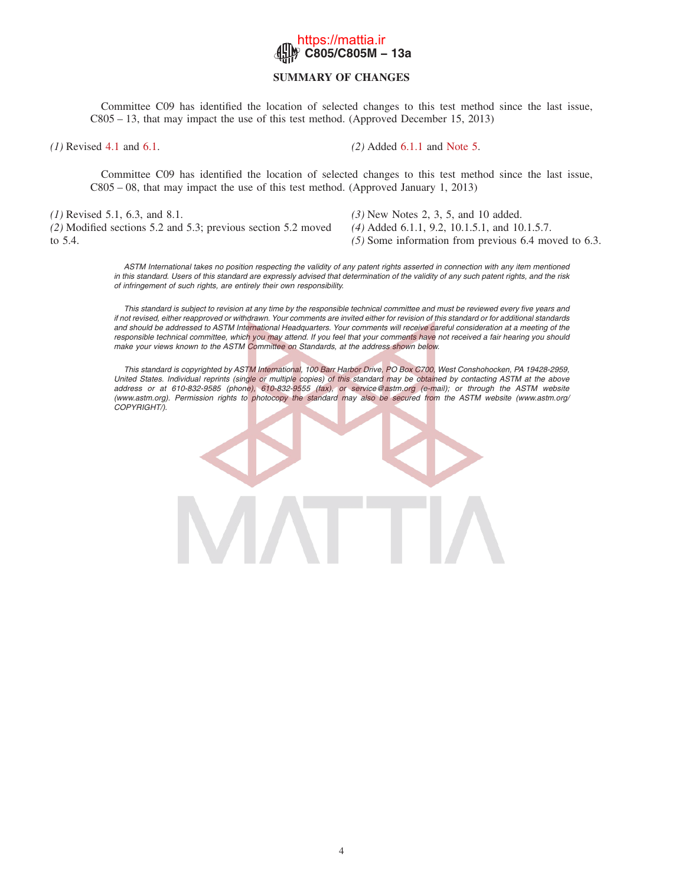## SUMMARY OF CHANGES

Committee C09 has identified the location of selected changes to this test method since the last issue, C805 – 13, that may impact the use of this test method. (Approved December 15, 2013)

*(1)* Revised 4.1 and 6.1.

*(2)* Added 6.1.1 and Note 5.

Committee C09 has identified the location of selected changes to this test method since the last issue, C805 – 08, that may impact the use of this test method. (Approved January 1, 2013)

*(1)* Revised 5.1, 6.3, and 8.1.

*(2)* Modified sections 5.2 and 5.3; previous section 5.2 moved to 5.4.

*(3)* New Notes 2, 3, 5, and 10 added.

*(4)* Added 6.1.1, 9.2, 10.1.5.1, and 10.1.5.7.

*(5)* Some information from previous 6.4 moved to 6.3.

*ASTM International takes no position respecting the validity of any patent rights asserted in connection with any item mentioned in this standard. Users of this standard are expressly advised that determination of the validity of any such patent rights, and the risk of infringement of such rights, are entirely their own responsibility.*

*This standard is subject to revision at any time by the responsible technical committee and must be reviewed every five years and if not revised, either reapproved or withdrawn. Your comments are invited either for revision of this standard or for additional standards and should be addressed to ASTM International Headquarters. Your comments will receive careful consideration at a meeting of the responsible technical committee, which you may attend. If you feel that your comments have not received a fair hearing you should make your views known to the ASTM Committee on Standards, at the address shown below.*

*This standard is copyrighted by ASTM International, 100 Barr Harbor Drive, PO Box C700, West Conshohocken, PA 19428-2959, United States. Individual reprints (single or multiple copies) of this standard may be obtained by contacting ASTM at the above address or at 610-832-9585 (phone), 610-832-9555 (fax), or service@astm.org (e-mail); or through the ASTM website (www.astm.org). Permission rights to photocopy the standard may also be secured from the ASTM website (www.astm.org/COPYRIGHT/).*